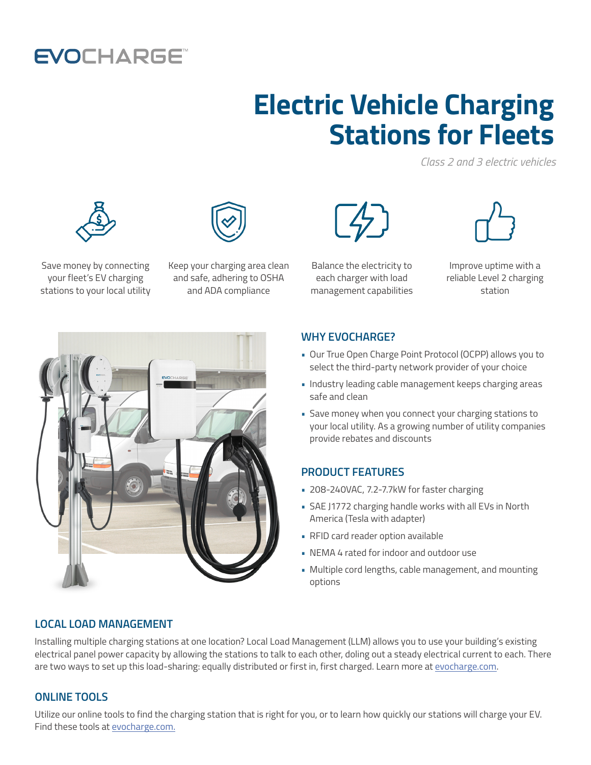EVOCHARGE™

# Electric Vehicle Charging Stations for Fleets

*Class 2 and 3 electric vehicles*

Save money by connecting your fleet's EV charging stations to your local utility

Keep your charging area clean and safe, adhering to OSHA and ADA compliance

Balance the electricity to each charger with load management capabilities

Improve uptime with a reliable Level 2 charging station

## WHY EVOCHARGE?

- Our True Open Charge Point Protocol (OCPP) allows you to select the third-party network provider of your choice
- Industry leading cable management keeps charging areas safe and clean
- Save money when you connect your charging stations to your local utility. As a growing number of utility companies provide rebates and discounts

## PRODUCT FEATURES

- 208-240VAC, 7.2-7.7kW for faster charging
- SAE J1772 charging handle works with all EVs in North America (Tesla with adapter)
- RFID card reader option available
- NEMA 4 rated for indoor and outdoor use
- Multiple cord lengths, cable management, and mounting options

## LOCAL LOAD MANAGEMENT

Installing multiple charging stations at one location? Local Load Management (LLM) allows you to use your building's existing electrical panel power capacity by allowing the stations to talk to each other, doling out a steady electrical current to each. There are two ways to set up this load-sharing: equally distributed or first in, first charged. Learn more at [evocharge.com](evocharge.com).

## ONLINE TOOLS

Utilize our online tools to find the charging station that is right for you, or to learn how quickly our stations will charge your EV. Find these tools at [evocharge.com.](evocharge.com)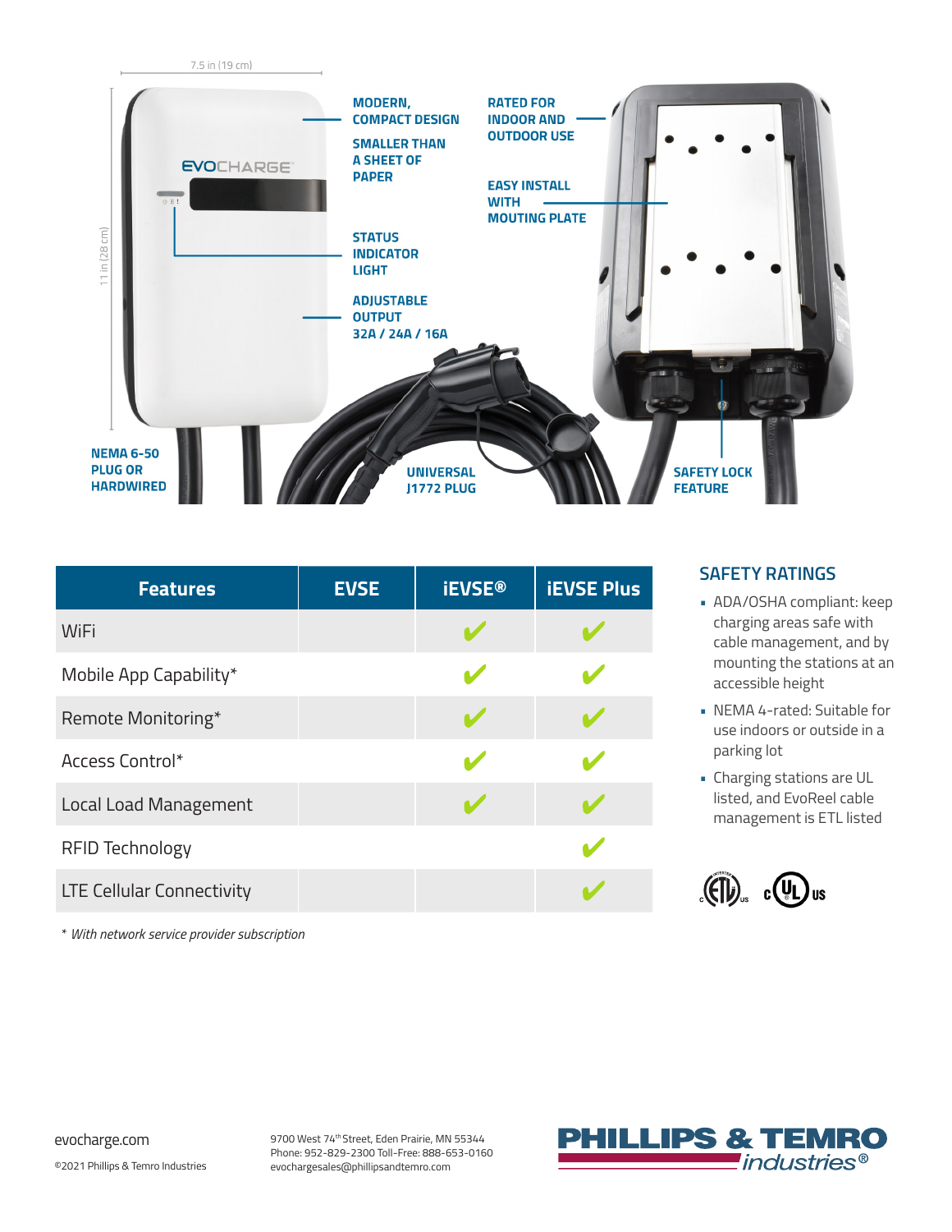7.5 in (19 cm)

11 in (28 cm)

EVOCHARGE

**MODERN, COMPACT DESIGN**

**SMALLER THAN A SHEET OF PAPER**

**STATUS INDICATOR LIGHT**

**ADJUSTABLE OUTPUT 32A / 24A / 16A**

**RATED FOR INDOOR AND OUTDOOR USE**

**EASY INSTALL WITH MOUTING PLATE**

**NEMA 6-50 PLUG OR HARDWIRED**

**UNIVERSAL J1772 PLUG**

**SAFETY LOCK FEATURE**

| Features | EVSE | iEVSE® | iEVSE Plus |
| --- | --- | --- | --- |
| WiFi | | ✔ | ✔ |
| Mobile App Capability* | | ✔ | ✔ |
| Remote Monitoring* | | ✔ | ✔ |
| Access Control* | | ✔ | ✔ |
| Local Load Management | | ✔ | ✔ |
| RFID Technology | | | ✔ |
| LTE Cellular Connectivity | | | ✔ |

*\* With network service provider subscription*

## SAFETY RATINGS

- ADA/OSHA compliant: keep charging areas safe with cable management, and by mounting the stations at an accessible height
- NEMA 4-rated: Suitable for use indoors or outside in a parking lot
- Charging stations are UL listed, and EvoReel cable management is ETL listed

evocharge.com

©2021 Phillips & Temro Industries

9700 West 74th Street, Eden Prairie, MN 55344
Phone: 952-829-2300 Toll-Free: 888-653-0160
evochargesales@phillipsandtemro.com

PHILLIPS & TEMRO industries®